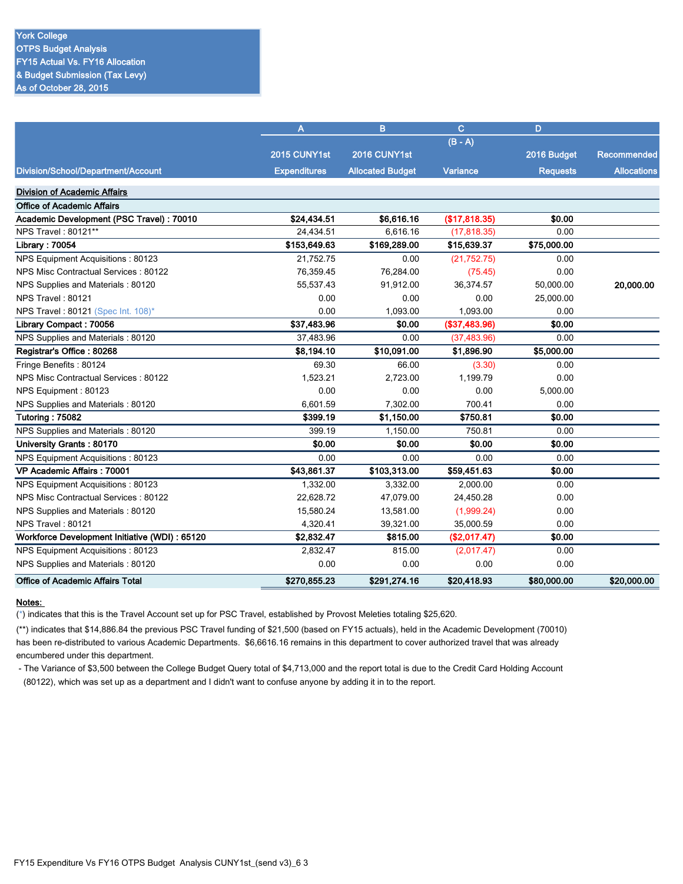York College
OTPS Budget Analysis
FY15 Actual Vs. FY16 Allocation
& Budget Submission (Tax Levy)
As of October 28, 2015

| Division/School/Department/Account | A<br>2015 CUNY1st Expenditures | B<br>2016 CUNY1st Allocated Budget | C<br>(B - A)<br>Variance | D<br>2016 Budget Requests | Recommended Allocations |
|---|---|---|---|---|---|
| **Division of Academic Affairs** | | | | | |
| **Office of Academic Affairs** | | | | | |
| **Academic Development (PSC Travel) : 70010** | **$24,434.51** | **$6,616.16** | **($17,818.35)** | **$0.00** | |
| NPS Travel : 80121** | 24,434.51 | 6,616.16 | (17,818.35) | 0.00 | |
| **Library : 70054** | **$153,649.63** | **$169,289.00** | **$15,639.37** | **$75,000.00** | |
| NPS Equipment Acquisitions : 80123 | 21,752.75 | 0.00 | (21,752.75) | 0.00 | |
| NPS Misc Contractual Services : 80122 | 76,359.45 | 76,284.00 | (75.45) | 0.00 | |
| NPS Supplies and Materials : 80120 | 55,537.43 | 91,912.00 | 36,374.57 | 50,000.00 | **20,000.00** |
| NPS Travel : 80121 | 0.00 | 0.00 | 0.00 | 25,000.00 | |
| NPS Travel : 80121 (Spec Int. 108)* | 0.00 | 1,093.00 | 1,093.00 | 0.00 | |
| **Library Compact : 70056** | **$37,483.96** | **$0.00** | **($37,483.96)** | **$0.00** | |
| NPS Supplies and Materials : 80120 | 37,483.96 | 0.00 | (37,483.96) | 0.00 | |
| **Registrar's Office : 80268** | **$8,194.10** | **$10,091.00** | **$1,896.90** | **$5,000.00** | |
| Fringe Benefits : 80124 | 69.30 | 66.00 | (3.30) | 0.00 | |
| NPS Misc Contractual Services : 80122 | 1,523.21 | 2,723.00 | 1,199.79 | 0.00 | |
| NPS Equipment : 80123 | 0.00 | 0.00 | 0.00 | 5,000.00 | |
| NPS Supplies and Materials : 80120 | 6,601.59 | 7,302.00 | 700.41 | 0.00 | |
| **Tutoring : 75082** | **$399.19** | **$1,150.00** | **$750.81** | **$0.00** | |
| NPS Supplies and Materials : 80120 | 399.19 | 1,150.00 | 750.81 | 0.00 | |
| **University Grants : 80170** | **$0.00** | **$0.00** | **$0.00** | **$0.00** | |
| NPS Equipment Acquisitions : 80123 | 0.00 | 0.00 | 0.00 | 0.00 | |
| **VP Academic Affairs : 70001** | **$43,861.37** | **$103,313.00** | **$59,451.63** | **$0.00** | |
| NPS Equipment Acquisitions : 80123 | 1,332.00 | 3,332.00 | 2,000.00 | 0.00 | |
| NPS Misc Contractual Services : 80122 | 22,628.72 | 47,079.00 | 24,450.28 | 0.00 | |
| NPS Supplies and Materials : 80120 | 15,580.24 | 13,581.00 | (1,999.24) | 0.00 | |
| NPS Travel : 80121 | 4,320.41 | 39,321.00 | 35,000.59 | 0.00 | |
| **Workforce Development Initiative (WDI) : 65120** | **$2,832.47** | **$815.00** | **($2,017.47)** | **$0.00** | |
| NPS Equipment Acquisitions : 80123 | 2,832.47 | 815.00 | (2,017.47) | 0.00 | |
| NPS Supplies and Materials : 80120 | 0.00 | 0.00 | 0.00 | 0.00 | |
| **Office of Academic Affairs Total** | **$270,855.23** | **$291,274.16** | **$20,418.93** | **$80,000.00** | **$20,000.00** |

**Notes:**

(*) indicates that this is the Travel Account set up for PSC Travel, established by Provost Meleties totaling $25,620.

(**) indicates that $14,886.84 the previous PSC Travel funding of $21,500 (based on FY15 actuals), held in the Academic Development (70010) has been re-distributed to various Academic Departments. $6,6616.16 remains in this department to cover authorized travel that was already encumbered under this department.

- The Variance of $3,500 between the College Budget Query total of $4,713,000 and the report total is due to the Credit Card Holding Account (80122), which was set up as a department and I didn't want to confuse anyone by adding it in to the report.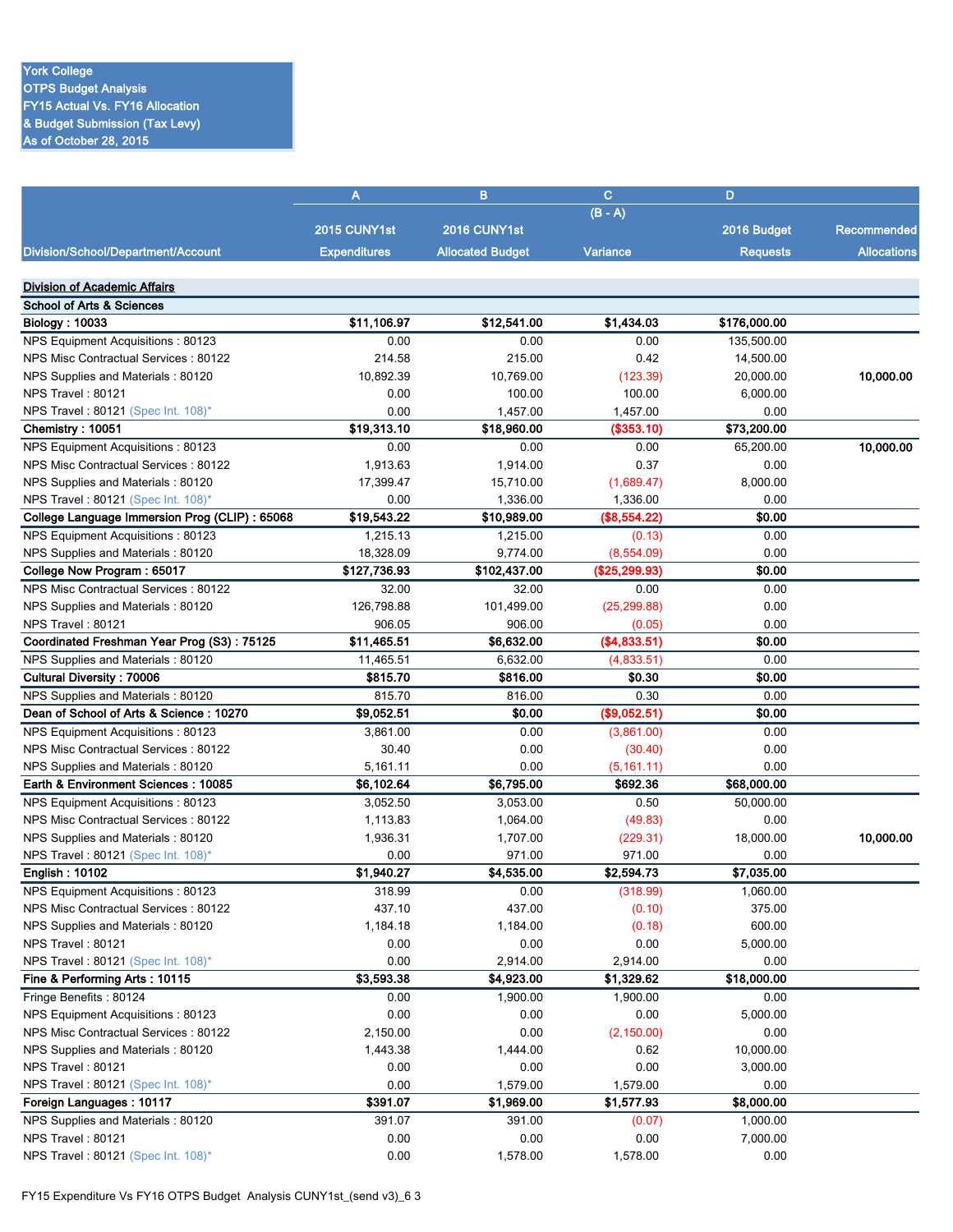York College
OTPS Budget Analysis
FY15 Actual Vs. FY16 Allocation
& Budget Submission (Tax Levy)
As of October 28, 2015

| | A | B | C | D | |
|---|---|---|---|---|---|
| | | | (B - A) | | |
| | 2015 CUNY1st | 2016 CUNY1st | | 2016 Budget | Recommended |
| Division/School/Department/Account | Expenditures | Allocated Budget | Variance | Requests | Allocations |
| **Division of Academic Affairs** | | | | | |
| **School of Arts & Sciences** | | | | | |
| **Biology : 10033** | **$11,106.97** | **$12,541.00** | **$1,434.03** | **$176,000.00** | |
| NPS Equipment Acquisitions : 80123 | 0.00 | 0.00 | 0.00 | 135,500.00 | |
| NPS Misc Contractual Services : 80122 | 214.58 | 215.00 | 0.42 | 14,500.00 | |
| NPS Supplies and Materials : 80120 | 10,892.39 | 10,769.00 | (123.39) | 20,000.00 | **10,000.00** |
| NPS Travel : 80121 | 0.00 | 100.00 | 100.00 | 6,000.00 | |
| NPS Travel : 80121 (Spec Int. 108)* | 0.00 | 1,457.00 | 1,457.00 | 0.00 | |
| **Chemistry : 10051** | **$19,313.10** | **$18,960.00** | **($353.10)** | **$73,200.00** | |
| NPS Equipment Acquisitions : 80123 | 0.00 | 0.00 | 0.00 | 65,200.00 | **10,000.00** |
| NPS Misc Contractual Services : 80122 | 1,913.63 | 1,914.00 | 0.37 | 0.00 | |
| NPS Supplies and Materials : 80120 | 17,399.47 | 15,710.00 | (1,689.47) | 8,000.00 | |
| NPS Travel : 80121 (Spec Int. 108)* | 0.00 | 1,336.00 | 1,336.00 | 0.00 | |
| **College Language Immersion Prog (CLIP) : 65068** | **$19,543.22** | **$10,989.00** | **($8,554.22)** | **$0.00** | |
| NPS Equipment Acquisitions : 80123 | 1,215.13 | 1,215.00 | (0.13) | 0.00 | |
| NPS Supplies and Materials : 80120 | 18,328.09 | 9,774.00 | (8,554.09) | 0.00 | |
| **College Now Program : 65017** | **$127,736.93** | **$102,437.00** | **($25,299.93)** | **$0.00** | |
| NPS Misc Contractual Services : 80122 | 32.00 | 32.00 | 0.00 | 0.00 | |
| NPS Supplies and Materials : 80120 | 126,798.88 | 101,499.00 | (25,299.88) | 0.00 | |
| NPS Travel : 80121 | 906.05 | 906.00 | (0.05) | 0.00 | |
| **Coordinated Freshman Year Prog (S3) : 75125** | **$11,465.51** | **$6,632.00** | **($4,833.51)** | **$0.00** | |
| NPS Supplies and Materials : 80120 | 11,465.51 | 6,632.00 | (4,833.51) | 0.00 | |
| **Cultural Diversity : 70006** | **$815.70** | **$816.00** | **$0.30** | **$0.00** | |
| NPS Supplies and Materials : 80120 | 815.70 | 816.00 | 0.30 | 0.00 | |
| **Dean of School of Arts & Science : 10270** | **$9,052.51** | **$0.00** | **($9,052.51)** | **$0.00** | |
| NPS Equipment Acquisitions : 80123 | 3,861.00 | 0.00 | (3,861.00) | 0.00 | |
| NPS Misc Contractual Services : 80122 | 30.40 | 0.00 | (30.40) | 0.00 | |
| NPS Supplies and Materials : 80120 | 5,161.11 | 0.00 | (5,161.11) | 0.00 | |
| **Earth & Environment Sciences : 10085** | **$6,102.64** | **$6,795.00** | **$692.36** | **$68,000.00** | |
| NPS Equipment Acquisitions : 80123 | 3,052.50 | 3,053.00 | 0.50 | 50,000.00 | |
| NPS Misc Contractual Services : 80122 | 1,113.83 | 1,064.00 | (49.83) | 0.00 | |
| NPS Supplies and Materials : 80120 | 1,936.31 | 1,707.00 | (229.31) | 18,000.00 | **10,000.00** |
| NPS Travel : 80121 (Spec Int. 108)* | 0.00 | 971.00 | 971.00 | 0.00 | |
| **English : 10102** | **$1,940.27** | **$4,535.00** | **$2,594.73** | **$7,035.00** | |
| NPS Equipment Acquisitions : 80123 | 318.99 | 0.00 | (318.99) | 1,060.00 | |
| NPS Misc Contractual Services : 80122 | 437.10 | 437.00 | (0.10) | 375.00 | |
| NPS Supplies and Materials : 80120 | 1,184.18 | 1,184.00 | (0.18) | 600.00 | |
| NPS Travel : 80121 | 0.00 | 0.00 | 0.00 | 5,000.00 | |
| NPS Travel : 80121 (Spec Int. 108)* | 0.00 | 2,914.00 | 2,914.00 | 0.00 | |
| **Fine & Performing Arts : 10115** | **$3,593.38** | **$4,923.00** | **$1,329.62** | **$18,000.00** | |
| Fringe Benefits : 80124 | 0.00 | 1,900.00 | 1,900.00 | 0.00 | |
| NPS Equipment Acquisitions : 80123 | 0.00 | 0.00 | 0.00 | 5,000.00 | |
| NPS Misc Contractual Services : 80122 | 2,150.00 | 0.00 | (2,150.00) | 0.00 | |
| NPS Supplies and Materials : 80120 | 1,443.38 | 1,444.00 | 0.62 | 10,000.00 | |
| NPS Travel : 80121 | 0.00 | 0.00 | 0.00 | 3,000.00 | |
| NPS Travel : 80121 (Spec Int. 108)* | 0.00 | 1,579.00 | 1,579.00 | 0.00 | |
| **Foreign Languages : 10117** | **$391.07** | **$1,969.00** | **$1,577.93** | **$8,000.00** | |
| NPS Supplies and Materials : 80120 | 391.07 | 391.00 | (0.07) | 1,000.00 | |
| NPS Travel : 80121 | 0.00 | 0.00 | 0.00 | 7,000.00 | |
| NPS Travel : 80121 (Spec Int. 108)* | 0.00 | 1,578.00 | 1,578.00 | 0.00 | |

FY15 Expenditure Vs FY16 OTPS Budget Analysis CUNY1st_(send v3)_6 3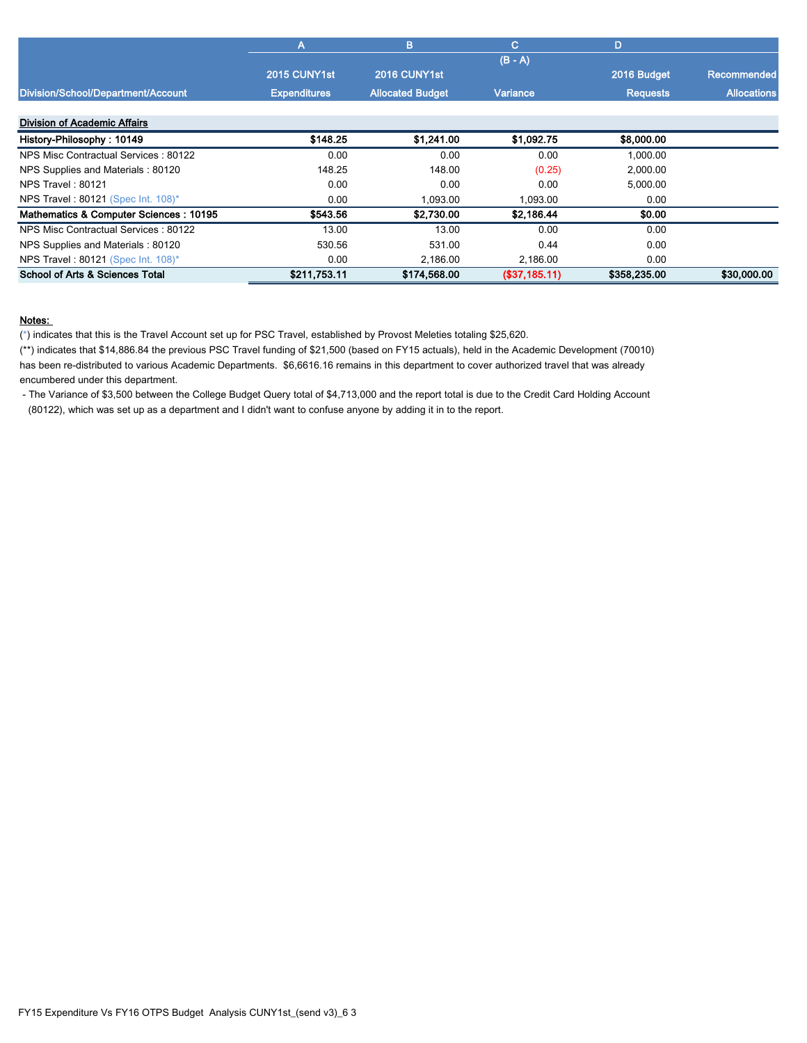| Division/School/Department/Account | A<br>2015 CUNY1st<br>Expenditures | B<br>2016 CUNY1st<br>Allocated Budget | C<br>(B - A)<br>Variance | D<br>2016 Budget<br>Requests | Recommended<br>Allocations |
|---|---|---|---|---|---|
| **Division of Academic Affairs** | | | | | |
| **History-Philosophy : 10149** | **$148.25** | **$1,241.00** | **$1,092.75** | **$8,000.00** | |
| NPS Misc Contractual Services : 80122 | 0.00 | 0.00 | 0.00 | 1,000.00 | |
| NPS Supplies and Materials : 80120 | 148.25 | 148.00 | (0.25) | 2,000.00 | |
| NPS Travel : 80121 | 0.00 | 0.00 | 0.00 | 5,000.00 | |
| NPS Travel : 80121 (Spec Int. 108)* | 0.00 | 1,093.00 | 1,093.00 | 0.00 | |
| **Mathematics & Computer Sciences : 10195** | **$543.56** | **$2,730.00** | **$2,186.44** | **$0.00** | |
| NPS Misc Contractual Services : 80122 | 13.00 | 13.00 | 0.00 | 0.00 | |
| NPS Supplies and Materials : 80120 | 530.56 | 531.00 | 0.44 | 0.00 | |
| NPS Travel : 80121 (Spec Int. 108)* | 0.00 | 2,186.00 | 2,186.00 | 0.00 | |
| **School of Arts & Sciences Total** | **$211,753.11** | **$174,568.00** | **($37,185.11)** | **$358,235.00** | **$30,000.00** |

**Notes:**

(*) indicates that this is the Travel Account set up for PSC Travel, established by Provost Meleties totaling $25,620.

(**) indicates that $14,886.84 the previous PSC Travel funding of $21,500 (based on FY15 actuals), held in the Academic Development (70010) has been re-distributed to various Academic Departments. $6,6616.16 remains in this department to cover authorized travel that was already encumbered under this department.

- The Variance of $3,500 between the College Budget Query total of $4,713,000 and the report total is due to the Credit Card Holding Account (80122), which was set up as a department and I didn't want to confuse anyone by adding it in to the report.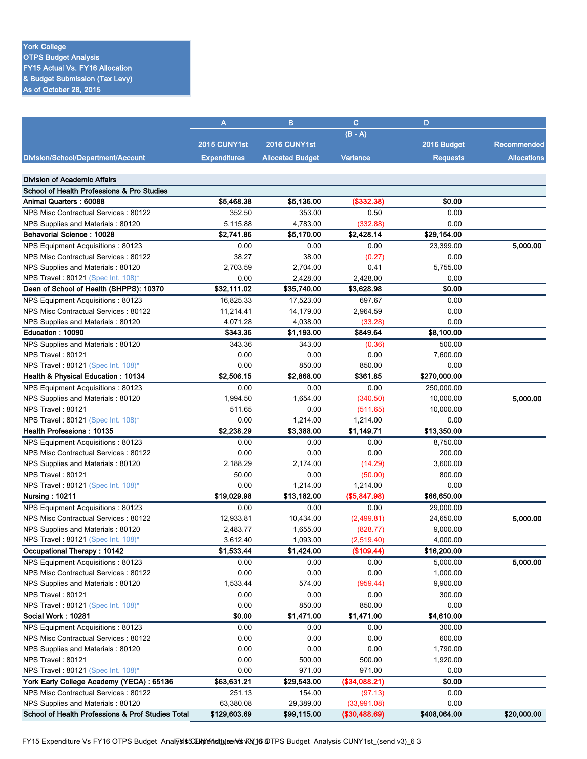**York College**
**OTPS Budget Analysis**
**FY15 Actual Vs. FY16 Allocation**
**& Budget Submission (Tax Levy)**
**As of October 28, 2015**

| Division/School/Department/Account | A<br>2015 CUNY1st Expenditures | B<br>2016 CUNY1st Allocated Budget | C<br>(B - A)<br>Variance | D<br>2016 Budget Requests | Recommended Allocations |
|---|---|---|---|---|---|
| **Division of Academic Affairs** | | | | | |
| **School of Health Professions & Pro Studies** | | | | | |
| **Animal Quarters : 60088** | **$5,468.38** | **$5,136.00** | **($332.38)** | **$0.00** | |
| NPS Misc Contractual Services : 80122 | 352.50 | 353.00 | 0.50 | 0.00 | |
| NPS Supplies and Materials : 80120 | 5,115.88 | 4,783.00 | (332.88) | 0.00 | |
| **Behavorial Science : 10028** | **$2,741.86** | **$5,170.00** | **$2,428.14** | **$29,154.00** | |
| NPS Equipment Acquisitions : 80123 | 0.00 | 0.00 | 0.00 | 23,399.00 | **5,000.00** |
| NPS Misc Contractual Services : 80122 | 38.27 | 38.00 | (0.27) | 0.00 | |
| NPS Supplies and Materials : 80120 | 2,703.59 | 2,704.00 | 0.41 | 5,755.00 | |
| NPS Travel : 80121 (Spec Int. 108)* | 0.00 | 2,428.00 | 2,428.00 | 0.00 | |
| **Dean of School of Health (SHPPS): 10370** | **$32,111.02** | **$35,740.00** | **$3,628.98** | **$0.00** | |
| NPS Equipment Acquisitions : 80123 | 16,825.33 | 17,523.00 | 697.67 | 0.00 | |
| NPS Misc Contractual Services : 80122 | 11,214.41 | 14,179.00 | 2,964.59 | 0.00 | |
| NPS Supplies and Materials : 80120 | 4,071.28 | 4,038.00 | (33.28) | 0.00 | |
| **Education : 10090** | **$343.36** | **$1,193.00** | **$849.64** | **$8,100.00** | |
| NPS Supplies and Materials : 80120 | 343.36 | 343.00 | (0.36) | 500.00 | |
| NPS Travel : 80121 | 0.00 | 0.00 | 0.00 | 7,600.00 | |
| NPS Travel : 80121 (Spec Int. 108)* | 0.00 | 850.00 | 850.00 | 0.00 | |
| **Health & Physical Education : 10134** | **$2,506.15** | **$2,868.00** | **$361.85** | **$270,000.00** | |
| NPS Equipment Acquisitions : 80123 | 0.00 | 0.00 | 0.00 | 250,000.00 | |
| NPS Supplies and Materials : 80120 | 1,994.50 | 1,654.00 | (340.50) | 10,000.00 | **5,000.00** |
| NPS Travel : 80121 | 511.65 | 0.00 | (511.65) | 10,000.00 | |
| NPS Travel : 80121 (Spec Int. 108)* | 0.00 | 1,214.00 | 1,214.00 | 0.00 | |
| **Health Professions : 10135** | **$2,238.29** | **$3,388.00** | **$1,149.71** | **$13,350.00** | |
| NPS Equipment Acquisitions : 80123 | 0.00 | 0.00 | 0.00 | 8,750.00 | |
| NPS Misc Contractual Services : 80122 | 0.00 | 0.00 | 0.00 | 200.00 | |
| NPS Supplies and Materials : 80120 | 2,188.29 | 2,174.00 | (14.29) | 3,600.00 | |
| NPS Travel : 80121 | 50.00 | 0.00 | (50.00) | 800.00 | |
| NPS Travel : 80121 (Spec Int. 108)* | 0.00 | 1,214.00 | 1,214.00 | 0.00 | |
| **Nursing : 10211** | **$19,029.98** | **$13,182.00** | **($5,847.98)** | **$66,650.00** | |
| NPS Equipment Acquisitions : 80123 | 0.00 | 0.00 | 0.00 | 29,000.00 | |
| NPS Misc Contractual Services : 80122 | 12,933.81 | 10,434.00 | (2,499.81) | 24,650.00 | **5,000.00** |
| NPS Supplies and Materials : 80120 | 2,483.77 | 1,655.00 | (828.77) | 9,000.00 | |
| NPS Travel : 80121 (Spec Int. 108)* | 3,612.40 | 1,093.00 | (2,519.40) | 4,000.00 | |
| **Occupational Therapy : 10142** | **$1,533.44** | **$1,424.00** | **($109.44)** | **$16,200.00** | |
| NPS Equipment Acquisitions : 80123 | 0.00 | 0.00 | 0.00 | 5,000.00 | **5,000.00** |
| NPS Misc Contractual Services : 80122 | 0.00 | 0.00 | 0.00 | 1,000.00 | |
| NPS Supplies and Materials : 80120 | 1,533.44 | 574.00 | (959.44) | 9,900.00 | |
| NPS Travel : 80121 | 0.00 | 0.00 | 0.00 | 300.00 | |
| NPS Travel : 80121 (Spec Int. 108)* | 0.00 | 850.00 | 850.00 | 0.00 | |
| **Social Work : 10281** | **$0.00** | **$1,471.00** | **$1,471.00** | **$4,610.00** | |
| NPS Equipment Acquisitions : 80123 | 0.00 | 0.00 | 0.00 | 300.00 | |
| NPS Misc Contractual Services : 80122 | 0.00 | 0.00 | 0.00 | 600.00 | |
| NPS Supplies and Materials : 80120 | 0.00 | 0.00 | 0.00 | 1,790.00 | |
| NPS Travel : 80121 | 0.00 | 500.00 | 500.00 | 1,920.00 | |
| NPS Travel : 80121 (Spec Int. 108)* | 0.00 | 971.00 | 971.00 | 0.00 | |
| **York Early College Academy (YECA) : 65136** | **$63,631.21** | **$29,543.00** | **($34,088.21)** | **$0.00** | |
| NPS Misc Contractual Services : 80122 | 251.13 | 154.00 | (97.13) | 0.00 | |
| NPS Supplies and Materials : 80120 | 63,380.08 | 29,389.00 | (33,991.08) | 0.00 | |
| **School of Health Professions & Prof Studies Total** | **$129,603.69** | **$99,115.00** | **($30,488.69)** | **$408,064.00** | **$20,000.00** |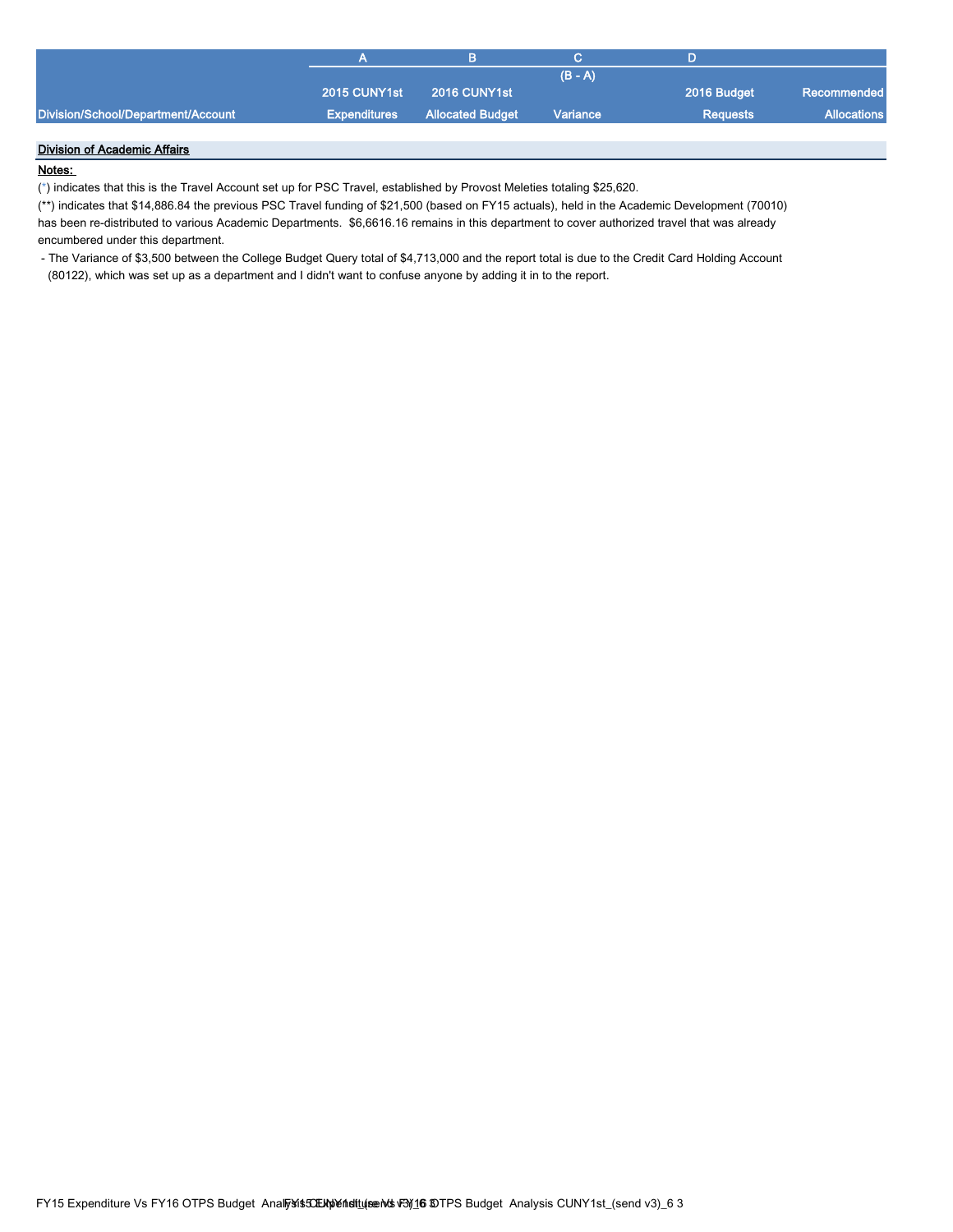| Division/School/Department/Account | A<br>2015 CUNY1st<br>Expenditures | B<br>2016 CUNY1st<br>Allocated Budget | C<br>(B - A)<br>Variance | D<br>2016 Budget<br>Requests | Recommended<br>Allocations |
|---|---|---|---|---|---|
| **Division of Academic Affairs** | | | | | |

**Notes:**

(*) indicates that this is the Travel Account set up for PSC Travel, established by Provost Meleties totaling $25,620.

(**) indicates that $14,886.84 the previous PSC Travel funding of $21,500 (based on FY15 actuals), held in the Academic Development (70010) has been re-distributed to various Academic Departments. $6,6616.16 remains in this department to cover authorized travel that was already encumbered under this department.

- The Variance of $3,500 between the College Budget Query total of $4,713,000 and the report total is due to the Credit Card Holding Account (80122), which was set up as a department and I didn't want to confuse anyone by adding it in to the report.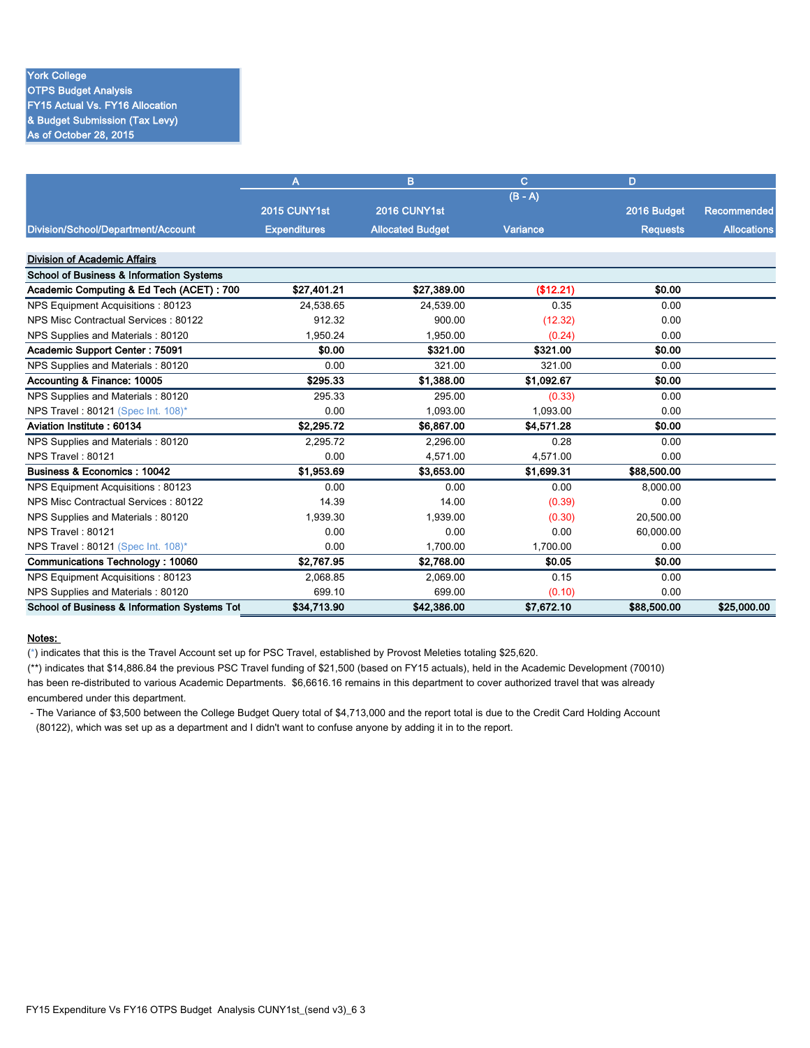York College
OTPS Budget Analysis
FY15 Actual Vs. FY16 Allocation
& Budget Submission (Tax Levy)
As of October 28, 2015

| | A | B | C | D | |
|---|---|---|---|---|---|
| | | | (B - A) | | |
| Division/School/Department/Account | 2015 CUNY1st Expenditures | 2016 CUNY1st Allocated Budget | Variance | 2016 Budget Requests | Recommended Allocations |
| **Division of Academic Affairs** | | | | | |
| **School of Business & Information Systems** | | | | | |
| **Academic Computing & Ed Tech (ACET) : 700** | **$27,401.21** | **$27,389.00** | **($12.21)** | **$0.00** | |
| NPS Equipment Acquisitions : 80123 | 24,538.65 | 24,539.00 | 0.35 | 0.00 | |
| NPS Misc Contractual Services : 80122 | 912.32 | 900.00 | (12.32) | 0.00 | |
| NPS Supplies and Materials : 80120 | 1,950.24 | 1,950.00 | (0.24) | 0.00 | |
| **Academic Support Center : 75091** | **$0.00** | **$321.00** | **$321.00** | **$0.00** | |
| NPS Supplies and Materials : 80120 | 0.00 | 321.00 | 321.00 | 0.00 | |
| **Accounting & Finance: 10005** | **$295.33** | **$1,388.00** | **$1,092.67** | **$0.00** | |
| NPS Supplies and Materials : 80120 | 295.33 | 295.00 | (0.33) | 0.00 | |
| NPS Travel : 80121 (Spec Int. 108)* | 0.00 | 1,093.00 | 1,093.00 | 0.00 | |
| **Aviation Institute : 60134** | **$2,295.72** | **$6,867.00** | **$4,571.28** | **$0.00** | |
| NPS Supplies and Materials : 80120 | 2,295.72 | 2,296.00 | 0.28 | 0.00 | |
| NPS Travel : 80121 | 0.00 | 4,571.00 | 4,571.00 | 0.00 | |
| **Business & Economics : 10042** | **$1,953.69** | **$3,653.00** | **$1,699.31** | **$88,500.00** | |
| NPS Equipment Acquisitions : 80123 | 0.00 | 0.00 | 0.00 | 8,000.00 | |
| NPS Misc Contractual Services : 80122 | 14.39 | 14.00 | (0.39) | 0.00 | |
| NPS Supplies and Materials : 80120 | 1,939.30 | 1,939.00 | (0.30) | 20,500.00 | |
| NPS Travel : 80121 | 0.00 | 0.00 | 0.00 | 60,000.00 | |
| NPS Travel : 80121 (Spec Int. 108)* | 0.00 | 1,700.00 | 1,700.00 | 0.00 | |
| **Communications Technology : 10060** | **$2,767.95** | **$2,768.00** | **$0.05** | **$0.00** | |
| NPS Equipment Acquisitions : 80123 | 2,068.85 | 2,069.00 | 0.15 | 0.00 | |
| NPS Supplies and Materials : 80120 | 699.10 | 699.00 | (0.10) | 0.00 | |
| **School of Business & Information Systems Tot** | **$34,713.90** | **$42,386.00** | **$7,672.10** | **$88,500.00** | **$25,000.00** |

**Notes:**

(*) indicates that this is the Travel Account set up for PSC Travel, established by Provost Meleties totaling $25,620.

(**) indicates that $14,886.84 the previous PSC Travel funding of $21,500 (based on FY15 actuals), held in the Academic Development (70010) has been re-distributed to various Academic Departments. $6,6616.16 remains in this department to cover authorized travel that was already encumbered under this department.

- The Variance of $3,500 between the College Budget Query total of $4,713,000 and the report total is due to the Credit Card Holding Account (80122), which was set up as a department and I didn't want to confuse anyone by adding it in to the report.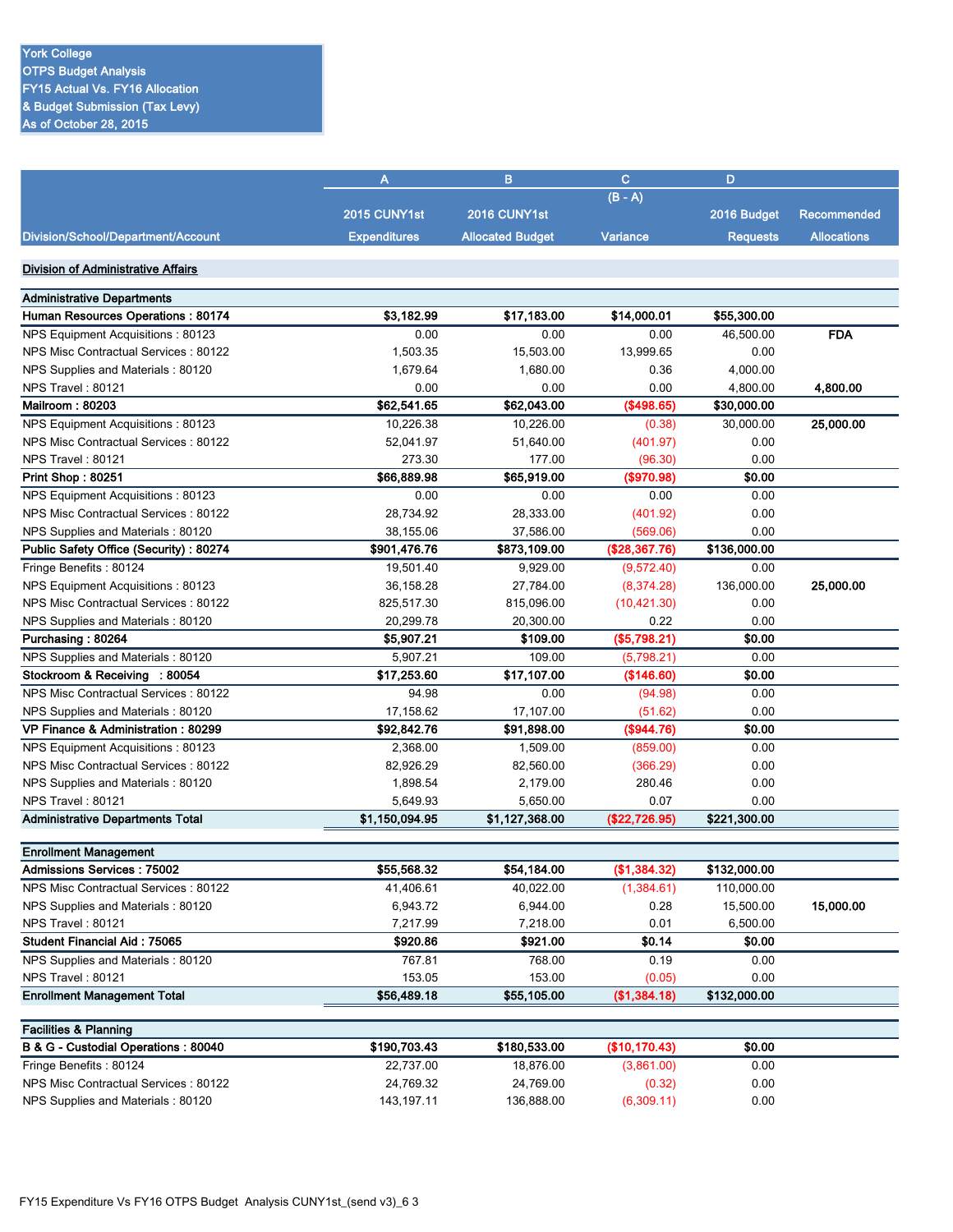York College
OTPS Budget Analysis
FY15 Actual Vs. FY16 Allocation
& Budget Submission (Tax Levy)
As of October 28, 2015

| | A | B | C | D | |
|---|---|---|---|---|---|
| | | | (B - A) | | |
| | 2015 CUNY1st | 2016 CUNY1st | | 2016 Budget | Recommended |
| Division/School/Department/Account | Expenditures | Allocated Budget | Variance | Requests | Allocations |
| **Division of Administrative Affairs** | | | | | |
| **Administrative Departments** | | | | | |
| **Human Resources Operations : 80174** | **$3,182.99** | **$17,183.00** | **$14,000.01** | **$55,300.00** | |
| NPS Equipment Acquisitions : 80123 | 0.00 | 0.00 | 0.00 | 46,500.00 | **FDA** |
| NPS Misc Contractual Services : 80122 | 1,503.35 | 15,503.00 | 13,999.65 | 0.00 | |
| NPS Supplies and Materials : 80120 | 1,679.64 | 1,680.00 | 0.36 | 4,000.00 | |
| NPS Travel : 80121 | 0.00 | 0.00 | 0.00 | 4,800.00 | **4,800.00** |
| **Mailroom : 80203** | **$62,541.65** | **$62,043.00** | **($498.65)** | **$30,000.00** | |
| NPS Equipment Acquisitions : 80123 | 10,226.38 | 10,226.00 | (0.38) | 30,000.00 | **25,000.00** |
| NPS Misc Contractual Services : 80122 | 52,041.97 | 51,640.00 | (401.97) | 0.00 | |
| NPS Travel : 80121 | 273.30 | 177.00 | (96.30) | 0.00 | |
| **Print Shop : 80251** | **$66,889.98** | **$65,919.00** | **($970.98)** | **$0.00** | |
| NPS Equipment Acquisitions : 80123 | 0.00 | 0.00 | 0.00 | 0.00 | |
| NPS Misc Contractual Services : 80122 | 28,734.92 | 28,333.00 | (401.92) | 0.00 | |
| NPS Supplies and Materials : 80120 | 38,155.06 | 37,586.00 | (569.06) | 0.00 | |
| **Public Safety Office (Security) : 80274** | **$901,476.76** | **$873,109.00** | **($28,367.76)** | **$136,000.00** | |
| Fringe Benefits : 80124 | 19,501.40 | 9,929.00 | (9,572.40) | 0.00 | |
| NPS Equipment Acquisitions : 80123 | 36,158.28 | 27,784.00 | (8,374.28) | 136,000.00 | **25,000.00** |
| NPS Misc Contractual Services : 80122 | 825,517.30 | 815,096.00 | (10,421.30) | 0.00 | |
| NPS Supplies and Materials : 80120 | 20,299.78 | 20,300.00 | 0.22 | 0.00 | |
| **Purchasing : 80264** | **$5,907.21** | **$109.00** | **($5,798.21)** | **$0.00** | |
| NPS Supplies and Materials : 80120 | 5,907.21 | 109.00 | (5,798.21) | 0.00 | |
| **Stockroom & Receiving : 80054** | **$17,253.60** | **$17,107.00** | **($146.60)** | **$0.00** | |
| NPS Misc Contractual Services : 80122 | 94.98 | 0.00 | (94.98) | 0.00 | |
| NPS Supplies and Materials : 80120 | 17,158.62 | 17,107.00 | (51.62) | 0.00 | |
| **VP Finance & Administration : 80299** | **$92,842.76** | **$91,898.00** | **($944.76)** | **$0.00** | |
| NPS Equipment Acquisitions : 80123 | 2,368.00 | 1,509.00 | (859.00) | 0.00 | |
| NPS Misc Contractual Services : 80122 | 82,926.29 | 82,560.00 | (366.29) | 0.00 | |
| NPS Supplies and Materials : 80120 | 1,898.54 | 2,179.00 | 280.46 | 0.00 | |
| NPS Travel : 80121 | 5,649.93 | 5,650.00 | 0.07 | 0.00 | |
| **Administrative Departments Total** | **$1,150,094.95** | **$1,127,368.00** | **($22,726.95)** | **$221,300.00** | |
| **Enrollment Management** | | | | | |
| **Admissions Services : 75002** | **$55,568.32** | **$54,184.00** | **($1,384.32)** | **$132,000.00** | |
| NPS Misc Contractual Services : 80122 | 41,406.61 | 40,022.00 | (1,384.61) | 110,000.00 | |
| NPS Supplies and Materials : 80120 | 6,943.72 | 6,944.00 | 0.28 | 15,500.00 | **15,000.00** |
| NPS Travel : 80121 | 7,217.99 | 7,218.00 | 0.01 | 6,500.00 | |
| **Student Financial Aid : 75065** | **$920.86** | **$921.00** | **$0.14** | **$0.00** | |
| NPS Supplies and Materials : 80120 | 767.81 | 768.00 | 0.19 | 0.00 | |
| NPS Travel : 80121 | 153.05 | 153.00 | (0.05) | 0.00 | |
| **Enrollment Management Total** | **$56,489.18** | **$55,105.00** | **($1,384.18)** | **$132,000.00** | |
| **Facilities & Planning** | | | | | |
| **B & G - Custodial Operations : 80040** | **$190,703.43** | **$180,533.00** | **($10,170.43)** | **$0.00** | |
| Fringe Benefits : 80124 | 22,737.00 | 18,876.00 | (3,861.00) | 0.00 | |
| NPS Misc Contractual Services : 80122 | 24,769.32 | 24,769.00 | (0.32) | 0.00 | |
| NPS Supplies and Materials : 80120 | 143,197.11 | 136,888.00 | (6,309.11) | 0.00 | |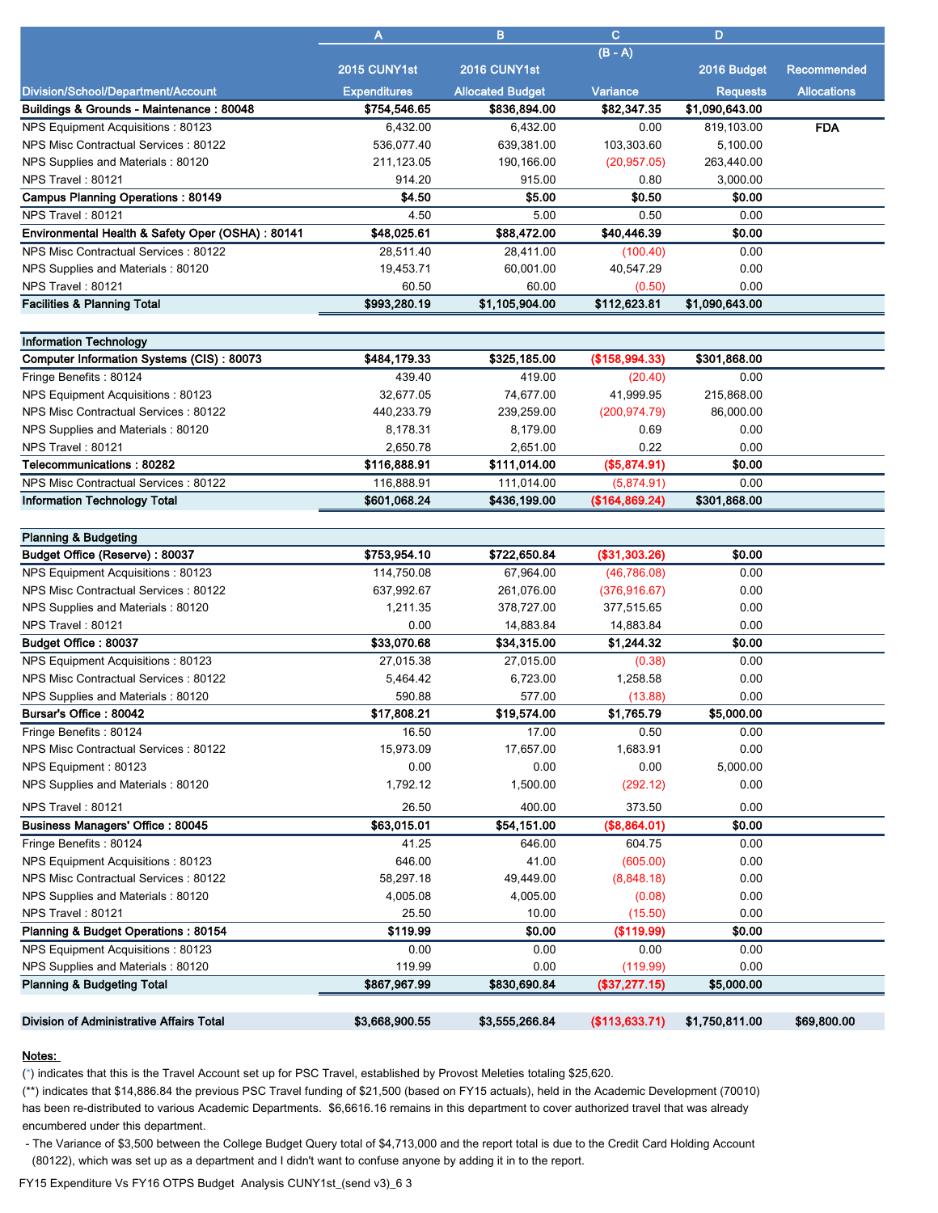| Division/School/Department/Account | A<br>2015 CUNY1st<br>Expenditures | B<br>2016 CUNY1st<br>Allocated Budget | C<br>(B - A)<br>Variance | D<br>2016 Budget<br>Requests | Recommended<br>Allocations |
|---|---|---|---|---|---|
| **Buildings & Grounds - Maintenance : 80048** | **$754,546.65** | **$836,894.00** | **$82,347.35** | **$1,090,643.00** | |
| NPS Equipment Acquisitions : 80123 | 6,432.00 | 6,432.00 | 0.00 | 819,103.00 | **FDA** |
| NPS Misc Contractual Services : 80122 | 536,077.40 | 639,381.00 | 103,303.60 | 5,100.00 | |
| NPS Supplies and Materials : 80120 | 211,123.05 | 190,166.00 | (20,957.05) | 263,440.00 | |
| NPS Travel : 80121 | 914.20 | 915.00 | 0.80 | 3,000.00 | |
| **Campus Planning Operations : 80149** | **$4.50** | **$5.00** | **$0.50** | **$0.00** | |
| NPS Travel : 80121 | 4.50 | 5.00 | 0.50 | 0.00 | |
| **Environmental Health & Safety Oper (OSHA) : 80141** | **$48,025.61** | **$88,472.00** | **$40,446.39** | **$0.00** | |
| NPS Misc Contractual Services : 80122 | 28,511.40 | 28,411.00 | (100.40) | 0.00 | |
| NPS Supplies and Materials : 80120 | 19,453.71 | 60,001.00 | 40,547.29 | 0.00 | |
| NPS Travel : 80121 | 60.50 | 60.00 | (0.50) | 0.00 | |
| **Facilities & Planning Total** | **$993,280.19** | **$1,105,904.00** | **$112,623.81** | **$1,090,643.00** | |
| | | | | | |
| **Information Technology** | | | | | |
| **Computer Information Systems (CIS) : 80073** | **$484,179.33** | **$325,185.00** | **($158,994.33)** | **$301,868.00** | |
| Fringe Benefits : 80124 | 439.40 | 419.00 | (20.40) | 0.00 | |
| NPS Equipment Acquisitions : 80123 | 32,677.05 | 74,677.00 | 41,999.95 | 215,868.00 | |
| NPS Misc Contractual Services : 80122 | 440,233.79 | 239,259.00 | (200,974.79) | 86,000.00 | |
| NPS Supplies and Materials : 80120 | 8,178.31 | 8,179.00 | 0.69 | 0.00 | |
| NPS Travel : 80121 | 2,650.78 | 2,651.00 | 0.22 | 0.00 | |
| **Telecommunications : 80282** | **$116,888.91** | **$111,014.00** | **($5,874.91)** | **$0.00** | |
| NPS Misc Contractual Services : 80122 | 116,888.91 | 111,014.00 | (5,874.91) | 0.00 | |
| **Information Technology Total** | **$601,068.24** | **$436,199.00** | **($164,869.24)** | **$301,868.00** | |
| | | | | | |
| **Planning & Budgeting** | | | | | |
| **Budget Office (Reserve) : 80037** | **$753,954.10** | **$722,650.84** | **($31,303.26)** | **$0.00** | |
| NPS Equipment Acquisitions : 80123 | 114,750.08 | 67,964.00 | (46,786.08) | 0.00 | |
| NPS Misc Contractual Services : 80122 | 637,992.67 | 261,076.00 | (376,916.67) | 0.00 | |
| NPS Supplies and Materials : 80120 | 1,211.35 | 378,727.00 | 377,515.65 | 0.00 | |
| NPS Travel : 80121 | 0.00 | 14,883.84 | 14,883.84 | 0.00 | |
| **Budget Office : 80037** | **$33,070.68** | **$34,315.00** | **$1,244.32** | **$0.00** | |
| NPS Equipment Acquisitions : 80123 | 27,015.38 | 27,015.00 | (0.38) | 0.00 | |
| NPS Misc Contractual Services : 80122 | 5,464.42 | 6,723.00 | 1,258.58 | 0.00 | |
| NPS Supplies and Materials : 80120 | 590.88 | 577.00 | (13.88) | 0.00 | |
| **Bursar's Office : 80042** | **$17,808.21** | **$19,574.00** | **$1,765.79** | **$5,000.00** | |
| Fringe Benefits : 80124 | 16.50 | 17.00 | 0.50 | 0.00 | |
| NPS Misc Contractual Services : 80122 | 15,973.09 | 17,657.00 | 1,683.91 | 0.00 | |
| NPS Equipment : 80123 | 0.00 | 0.00 | 0.00 | 5,000.00 | |
| NPS Supplies and Materials : 80120 | 1,792.12 | 1,500.00 | (292.12) | 0.00 | |
| NPS Travel : 80121 | 26.50 | 400.00 | 373.50 | 0.00 | |
| **Business Managers' Office : 80045** | **$63,015.01** | **$54,151.00** | **($8,864.01)** | **$0.00** | |
| Fringe Benefits : 80124 | 41.25 | 646.00 | 604.75 | 0.00 | |
| NPS Equipment Acquisitions : 80123 | 646.00 | 41.00 | (605.00) | 0.00 | |
| NPS Misc Contractual Services : 80122 | 58,297.18 | 49,449.00 | (8,848.18) | 0.00 | |
| NPS Supplies and Materials : 80120 | 4,005.08 | 4,005.00 | (0.08) | 0.00 | |
| NPS Travel : 80121 | 25.50 | 10.00 | (15.50) | 0.00 | |
| **Planning & Budget Operations : 80154** | **$119.99** | **$0.00** | **($119.99)** | **$0.00** | |
| NPS Equipment Acquisitions : 80123 | 0.00 | 0.00 | 0.00 | 0.00 | |
| NPS Supplies and Materials : 80120 | 119.99 | 0.00 | (119.99) | 0.00 | |
| **Planning & Budgeting Total** | **$867,967.99** | **$830,690.84** | **($37,277.15)** | **$5,000.00** | |
| | | | | | |
| **Division of Administrative Affairs Total** | **$3,668,900.55** | **$3,555,266.84** | **($113,633.71)** | **$1,750,811.00** | **$69,800.00** |

**Notes:**

(*) indicates that this is the Travel Account set up for PSC Travel, established by Provost Meleties totaling $25,620.

(**) indicates that $14,886.84 the previous PSC Travel funding of $21,500 (based on FY15 actuals), held in the Academic Development (70010) has been re-distributed to various Academic Departments. $6,6616.16 remains in this department to cover authorized travel that was already encumbered under this department.

- The Variance of $3,500 between the College Budget Query total of $4,713,000 and the report total is due to the Credit Card Holding Account (80122), which was set up as a department and I didn't want to confuse anyone by adding it in to the report.

FY15 Expenditure Vs FY16 OTPS Budget Analysis CUNY1st_(send v3)_6 3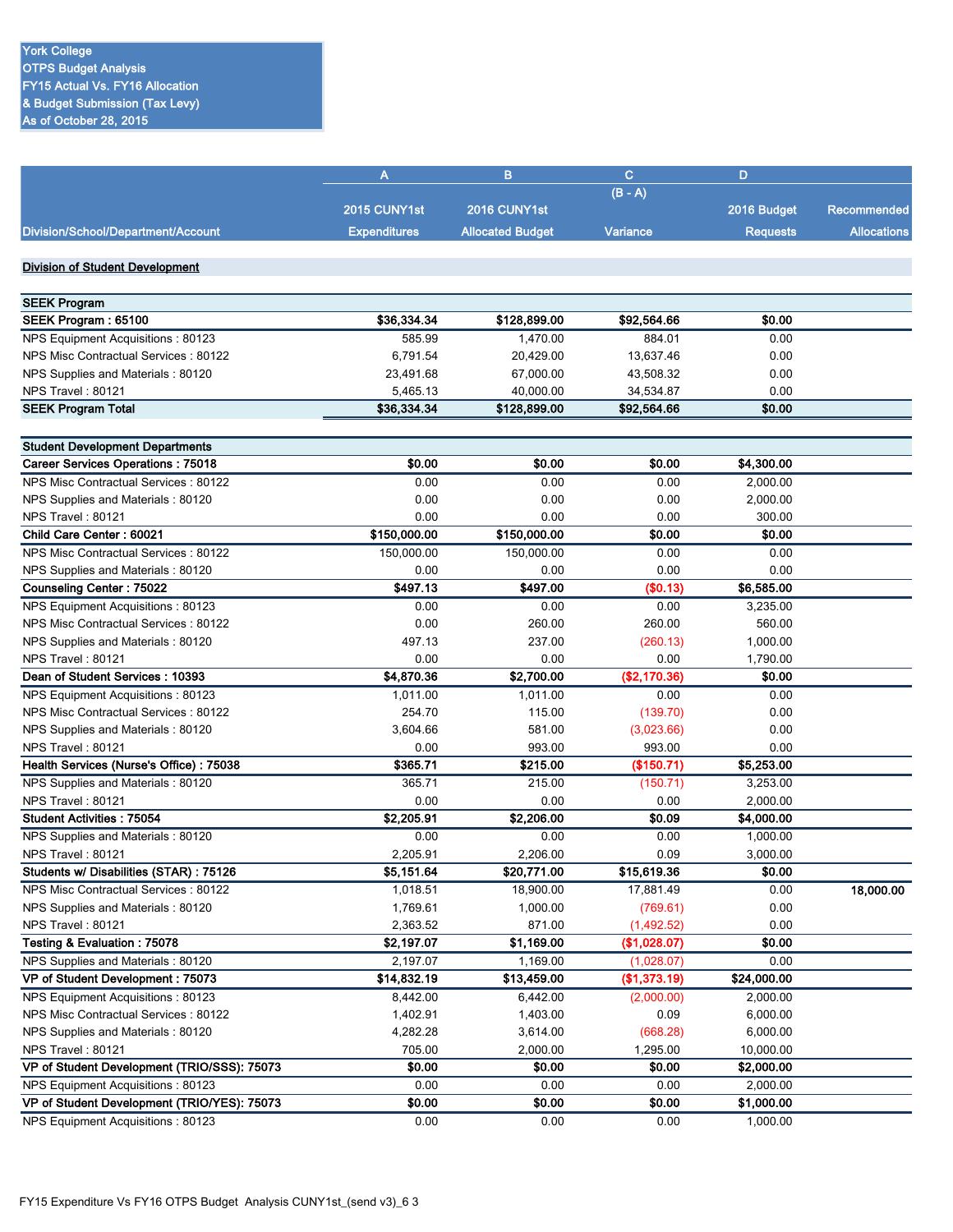York College
OTPS Budget Analysis
FY15 Actual Vs. FY16 Allocation
& Budget Submission (Tax Levy)
As of October 28, 2015

| | A | B | C | D | |
|---|---|---|---|---|---|
| | | | (B - A) | | |
| | 2015 CUNY1st | 2016 CUNY1st | | 2016 Budget | Recommended |
| Division/School/Department/Account | Expenditures | Allocated Budget | Variance | Requests | Allocations |
| **Division of Student Development** | | | | | |
| **SEEK Program** | | | | | |
| **SEEK Program : 65100** | **$36,334.34** | **$128,899.00** | **$92,564.66** | **$0.00** | |
| NPS Equipment Acquisitions : 80123 | 585.99 | 1,470.00 | 884.01 | 0.00 | |
| NPS Misc Contractual Services : 80122 | 6,791.54 | 20,429.00 | 13,637.46 | 0.00 | |
| NPS Supplies and Materials : 80120 | 23,491.68 | 67,000.00 | 43,508.32 | 0.00 | |
| NPS Travel : 80121 | 5,465.13 | 40,000.00 | 34,534.87 | 0.00 | |
| **SEEK Program Total** | **$36,334.34** | **$128,899.00** | **$92,564.66** | **$0.00** | |
| **Student Development Departments** | | | | | |
| **Career Services Operations : 75018** | **$0.00** | **$0.00** | **$0.00** | **$4,300.00** | |
| NPS Misc Contractual Services : 80122 | 0.00 | 0.00 | 0.00 | 2,000.00 | |
| NPS Supplies and Materials : 80120 | 0.00 | 0.00 | 0.00 | 2,000.00 | |
| NPS Travel : 80121 | 0.00 | 0.00 | 0.00 | 300.00 | |
| **Child Care Center : 60021** | **$150,000.00** | **$150,000.00** | **$0.00** | **$0.00** | |
| NPS Misc Contractual Services : 80122 | 150,000.00 | 150,000.00 | 0.00 | 0.00 | |
| NPS Supplies and Materials : 80120 | 0.00 | 0.00 | 0.00 | 0.00 | |
| **Counseling Center : 75022** | **$497.13** | **$497.00** | **($0.13)** | **$6,585.00** | |
| NPS Equipment Acquisitions : 80123 | 0.00 | 0.00 | 0.00 | 3,235.00 | |
| NPS Misc Contractual Services : 80122 | 0.00 | 260.00 | 260.00 | 560.00 | |
| NPS Supplies and Materials : 80120 | 497.13 | 237.00 | (260.13) | 1,000.00 | |
| NPS Travel : 80121 | 0.00 | 0.00 | 0.00 | 1,790.00 | |
| **Dean of Student Services : 10393** | **$4,870.36** | **$2,700.00** | **($2,170.36)** | **$0.00** | |
| NPS Equipment Acquisitions : 80123 | 1,011.00 | 1,011.00 | 0.00 | 0.00 | |
| NPS Misc Contractual Services : 80122 | 254.70 | 115.00 | (139.70) | 0.00 | |
| NPS Supplies and Materials : 80120 | 3,604.66 | 581.00 | (3,023.66) | 0.00 | |
| NPS Travel : 80121 | 0.00 | 993.00 | 993.00 | 0.00 | |
| **Health Services (Nurse's Office) : 75038** | **$365.71** | **$215.00** | **($150.71)** | **$5,253.00** | |
| NPS Supplies and Materials : 80120 | 365.71 | 215.00 | (150.71) | 3,253.00 | |
| NPS Travel : 80121 | 0.00 | 0.00 | 0.00 | 2,000.00 | |
| **Student Activities : 75054** | **$2,205.91** | **$2,206.00** | **$0.09** | **$4,000.00** | |
| NPS Supplies and Materials : 80120 | 0.00 | 0.00 | 0.00 | 1,000.00 | |
| NPS Travel : 80121 | 2,205.91 | 2,206.00 | 0.09 | 3,000.00 | |
| **Students w/ Disabilities (STAR) : 75126** | **$5,151.64** | **$20,771.00** | **$15,619.36** | **$0.00** | |
| NPS Misc Contractual Services : 80122 | 1,018.51 | 18,900.00 | 17,881.49 | 0.00 | **18,000.00** |
| NPS Supplies and Materials : 80120 | 1,769.61 | 1,000.00 | (769.61) | 0.00 | |
| NPS Travel : 80121 | 2,363.52 | 871.00 | (1,492.52) | 0.00 | |
| **Testing & Evaluation : 75078** | **$2,197.07** | **$1,169.00** | **($1,028.07)** | **$0.00** | |
| NPS Supplies and Materials : 80120 | 2,197.07 | 1,169.00 | (1,028.07) | 0.00 | |
| **VP of Student Development : 75073** | **$14,832.19** | **$13,459.00** | **($1,373.19)** | **$24,000.00** | |
| NPS Equipment Acquisitions : 80123 | 8,442.00 | 6,442.00 | (2,000.00) | 2,000.00 | |
| NPS Misc Contractual Services : 80122 | 1,402.91 | 1,403.00 | 0.09 | 6,000.00 | |
| NPS Supplies and Materials : 80120 | 4,282.28 | 3,614.00 | (668.28) | 6,000.00 | |
| NPS Travel : 80121 | 705.00 | 2,000.00 | 1,295.00 | 10,000.00 | |
| **VP of Student Development (TRIO/SSS): 75073** | **$0.00** | **$0.00** | **$0.00** | **$2,000.00** | |
| NPS Equipment Acquisitions : 80123 | 0.00 | 0.00 | 0.00 | 2,000.00 | |
| **VP of Student Development (TRIO/YES): 75073** | **$0.00** | **$0.00** | **$0.00** | **$1,000.00** | |
| NPS Equipment Acquisitions : 80123 | 0.00 | 0.00 | 0.00 | 1,000.00 | |

FY15 Expenditure Vs FY16 OTPS Budget Analysis CUNY1st_(send v3)_6 3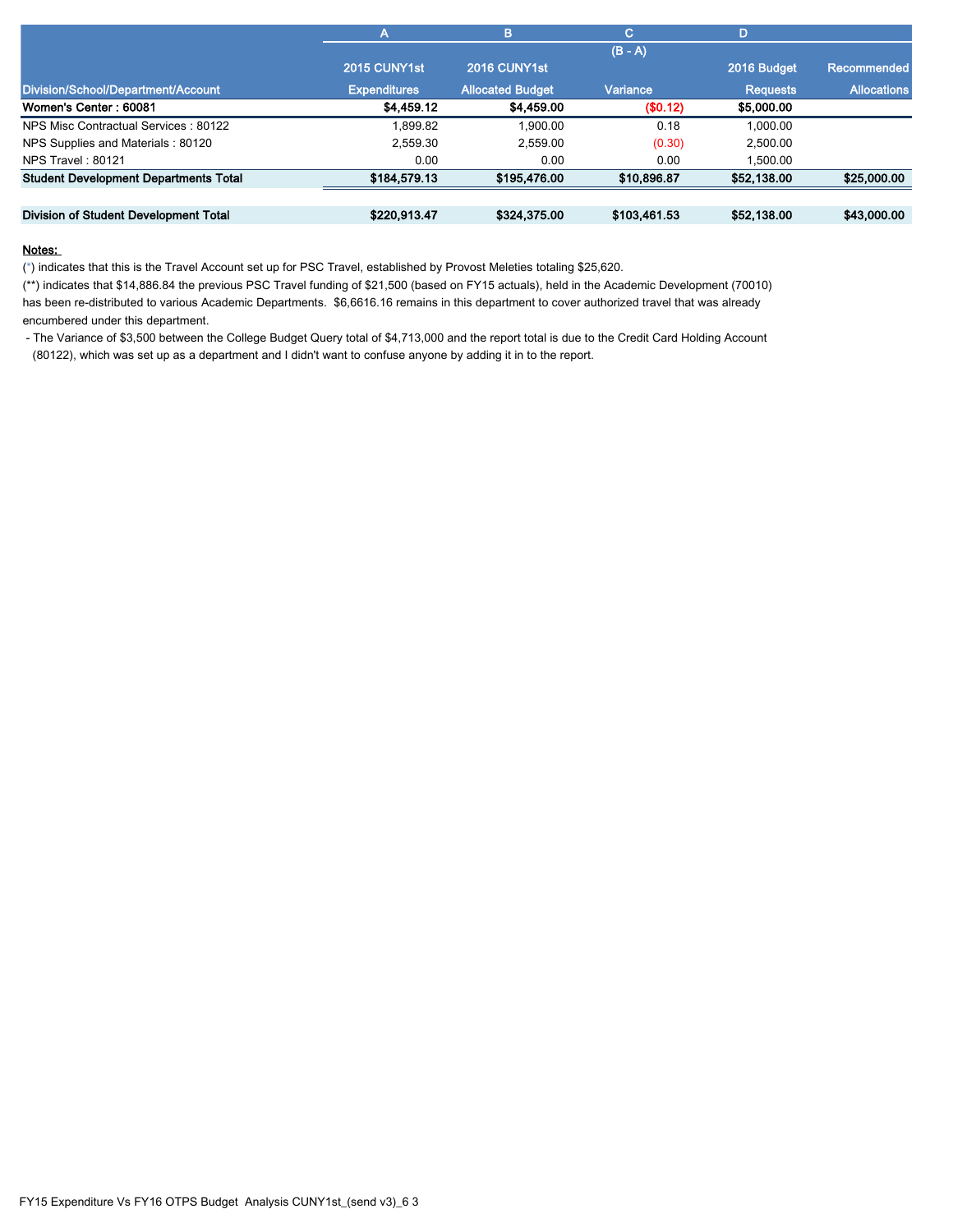| | A | B | C | D | |
|---|---|---|---|---|---|
| | | | (B - A) | | |
| | 2015 CUNY1st | 2016 CUNY1st | | 2016 Budget | Recommended |
| Division/School/Department/Account | Expenditures | Allocated Budget | Variance | Requests | Allocations |
| **Women's Center : 60081** | **$4,459.12** | **$4,459.00** | **($0.12)** | **$5,000.00** | |
| NPS Misc Contractual Services : 80122 | 1,899.82 | 1,900.00 | 0.18 | 1,000.00 | |
| NPS Supplies and Materials : 80120 | 2,559.30 | 2,559.00 | (0.30) | 2,500.00 | |
| NPS Travel : 80121 | 0.00 | 0.00 | 0.00 | 1,500.00 | |
| **Student Development Departments Total** | **$184,579.13** | **$195,476.00** | **$10,896.87** | **$52,138.00** | **$25,000.00** |
| | | | | | |
| **Division of Student Development Total** | **$220,913.47** | **$324,375.00** | **$103,461.53** | **$52,138.00** | **$43,000.00** |

**Notes:**

(*) indicates that this is the Travel Account set up for PSC Travel, established by Provost Meleties totaling $25,620.

(**) indicates that $14,886.84 the previous PSC Travel funding of $21,500 (based on FY15 actuals), held in the Academic Development (70010) has been re-distributed to various Academic Departments. $6,6616.16 remains in this department to cover authorized travel that was already encumbered under this department.

- The Variance of $3,500 between the College Budget Query total of $4,713,000 and the report total is due to the Credit Card Holding Account (80122), which was set up as a department and I didn't want to confuse anyone by adding it in to the report.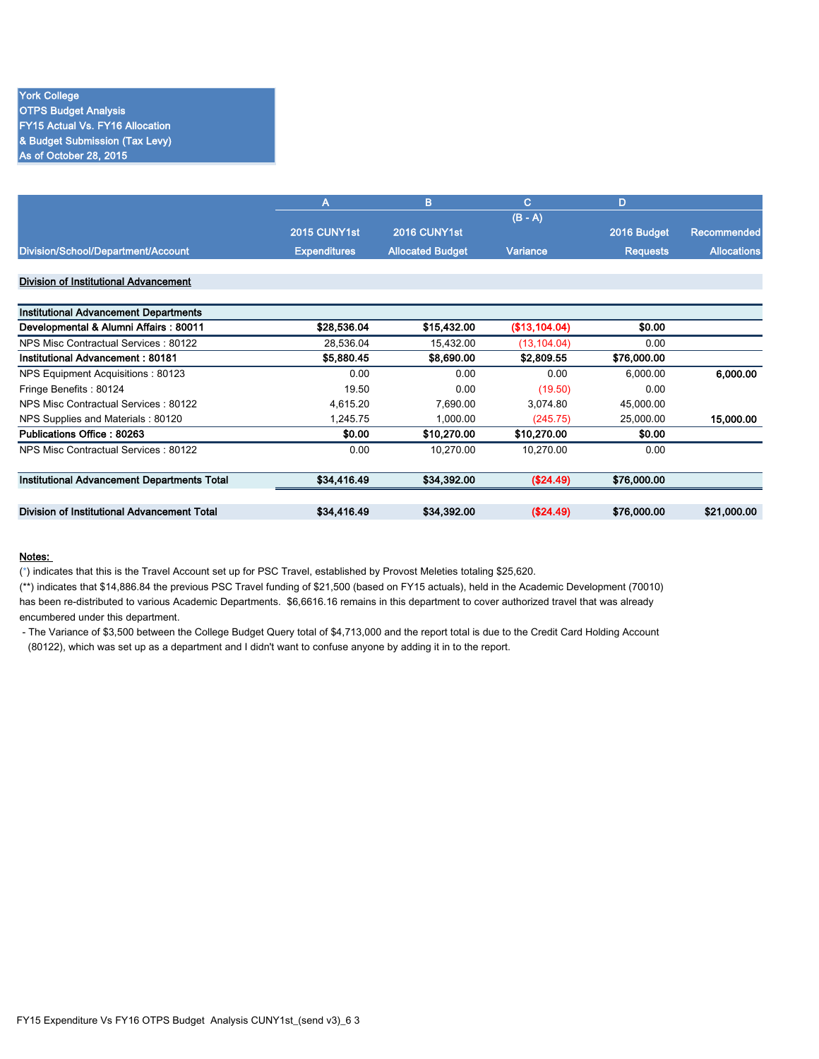**York College**
**OTPS Budget Analysis**
**FY15 Actual Vs. FY16 Allocation**
**& Budget Submission (Tax Levy)**
**As of October 28, 2015**

| Division/School/Department/Account | A<br>2015 CUNY1st<br>Expenditures | B<br>2016 CUNY1st<br>Allocated Budget | C<br>(B - A)<br>Variance | D<br>2016 Budget<br>Requests | Recommended<br>Allocations |
|---|---|---|---|---|---|
| **Division of Institutional Advancement** | | | | | |
| **Institutional Advancement Departments** | | | | | |
| **Developmental & Alumni Affairs : 80011** | **$28,536.04** | **$15,432.00** | **($13,104.04)** | **$0.00** | |
| NPS Misc Contractual Services : 80122 | 28,536.04 | 15,432.00 | (13,104.04) | 0.00 | |
| **Institutional Advancement : 80181** | **$5,880.45** | **$8,690.00** | **$2,809.55** | **$76,000.00** | |
| NPS Equipment Acquisitions : 80123 | 0.00 | 0.00 | 0.00 | 6,000.00 | **6,000.00** |
| Fringe Benefits : 80124 | 19.50 | 0.00 | (19.50) | 0.00 | |
| NPS Misc Contractual Services : 80122 | 4,615.20 | 7,690.00 | 3,074.80 | 45,000.00 | |
| NPS Supplies and Materials : 80120 | 1,245.75 | 1,000.00 | (245.75) | 25,000.00 | **15,000.00** |
| **Publications Office : 80263** | **$0.00** | **$10,270.00** | **$10,270.00** | **$0.00** | |
| NPS Misc Contractual Services : 80122 | 0.00 | 10,270.00 | 10,270.00 | 0.00 | |
| **Institutional Advancement Departments Total** | **$34,416.49** | **$34,392.00** | **($24.49)** | **$76,000.00** | |
| **Division of Institutional Advancement Total** | **$34,416.49** | **$34,392.00** | **($24.49)** | **$76,000.00** | **$21,000.00** |

**Notes:**

(*) indicates that this is the Travel Account set up for PSC Travel, established by Provost Meleties totaling $25,620.

(**) indicates that $14,886.84 the previous PSC Travel funding of $21,500 (based on FY15 actuals), held in the Academic Development (70010) has been re-distributed to various Academic Departments. $6,6616.16 remains in this department to cover authorized travel that was already encumbered under this department.

- The Variance of $3,500 between the College Budget Query total of $4,713,000 and the report total is due to the Credit Card Holding Account (80122), which was set up as a department and I didn't want to confuse anyone by adding it in to the report.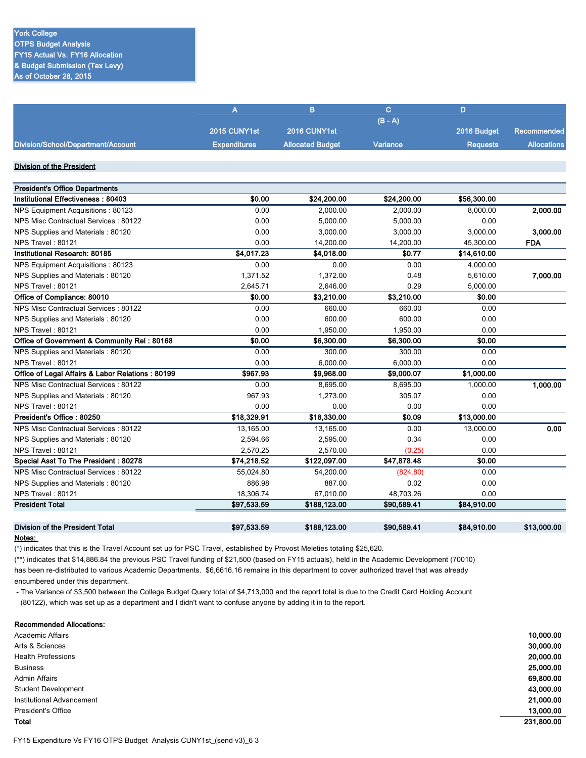**York College**
**OTPS Budget Analysis**
**FY15 Actual Vs. FY16 Allocation**
**& Budget Submission (Tax Levy)**
**As of October 28, 2015**

| Division/School/Department/Account | A<br>2015 CUNY1st<br>Expenditures | B<br>2016 CUNY1st<br>Allocated Budget | C<br>(B - A)<br>Variance | D<br>2016 Budget<br>Requests | Recommended<br>Allocations |
|---|---|---|---|---|---|
| **Division of the President** | | | | | |
| **President's Office Departments** | | | | | |
| **Institutional Effectiveness : 80403** | **$0.00** | **$24,200.00** | **$24,200.00** | **$56,300.00** | |
| NPS Equipment Acquisitions : 80123 | 0.00 | 2,000.00 | 2,000.00 | 8,000.00 | **2,000.00** |
| NPS Misc Contractual Services : 80122 | 0.00 | 5,000.00 | 5,000.00 | 0.00 | |
| NPS Supplies and Materials : 80120 | 0.00 | 3,000.00 | 3,000.00 | 3,000.00 | **3,000.00** |
| NPS Travel : 80121 | 0.00 | 14,200.00 | 14,200.00 | 45,300.00 | **FDA** |
| **Institutional Research: 80185** | **$4,017.23** | **$4,018.00** | **$0.77** | **$14,610.00** | |
| NPS Equipment Acquisitions : 80123 | 0.00 | 0.00 | 0.00 | 4,000.00 | |
| NPS Supplies and Materials : 80120 | 1,371.52 | 1,372.00 | 0.48 | 5,610.00 | **7,000.00** |
| NPS Travel : 80121 | 2,645.71 | 2,646.00 | 0.29 | 5,000.00 | |
| **Office of Compliance: 80010** | **$0.00** | **$3,210.00** | **$3,210.00** | **$0.00** | |
| NPS Misc Contractual Services : 80122 | 0.00 | 660.00 | 660.00 | 0.00 | |
| NPS Supplies and Materials : 80120 | 0.00 | 600.00 | 600.00 | 0.00 | |
| NPS Travel : 80121 | 0.00 | 1,950.00 | 1,950.00 | 0.00 | |
| **Office of Government & Community Rel : 80168** | **$0.00** | **$6,300.00** | **$6,300.00** | **$0.00** | |
| NPS Supplies and Materials : 80120 | 0.00 | 300.00 | 300.00 | 0.00 | |
| NPS Travel : 80121 | 0.00 | 6,000.00 | 6,000.00 | 0.00 | |
| **Office of Legal Affairs & Labor Relations : 80199** | **$967.93** | **$9,968.00** | **$9,000.07** | **$1,000.00** | |
| NPS Misc Contractual Services : 80122 | 0.00 | 8,695.00 | 8,695.00 | 1,000.00 | **1,000.00** |
| NPS Supplies and Materials : 80120 | 967.93 | 1,273.00 | 305.07 | 0.00 | |
| NPS Travel : 80121 | 0.00 | 0.00 | 0.00 | 0.00 | |
| **President's Office : 80250** | **$18,329.91** | **$18,330.00** | **$0.09** | **$13,000.00** | |
| NPS Misc Contractual Services : 80122 | 13,165.00 | 13,165.00 | 0.00 | 13,000.00 | **0.00** |
| NPS Supplies and Materials : 80120 | 2,594.66 | 2,595.00 | 0.34 | 0.00 | |
| NPS Travel : 80121 | 2,570.25 | 2,570.00 | (0.25) | 0.00 | |
| **Special Asst To The President : 80278** | **$74,218.52** | **$122,097.00** | **$47,878.48** | **$0.00** | |
| NPS Misc Contractual Services : 80122 | 55,024.80 | 54,200.00 | (824.80) | 0.00 | |
| NPS Supplies and Materials : 80120 | 886.98 | 887.00 | 0.02 | 0.00 | |
| NPS Travel : 80121 | 18,306.74 | 67,010.00 | 48,703.26 | 0.00 | |
| **President Total** | **$97,533.59** | **$188,123.00** | **$90,589.41** | **$84,910.00** | |
| **Division of the President Total** | **$97,533.59** | **$188,123.00** | **$90,589.41** | **$84,910.00** | **$13,000.00** |

**Notes:**

(*) indicates that this is the Travel Account set up for PSC Travel, established by Provost Meleties totaling $25,620.

(**) indicates that $14,886.84 the previous PSC Travel funding of $21,500 (based on FY15 actuals), held in the Academic Development (70010) has been re-distributed to various Academic Departments. $6,6616.16 remains in this department to cover authorized travel that was already encumbered under this department.

- The Variance of $3,500 between the College Budget Query total of $4,713,000 and the report total is due to the Credit Card Holding Account (80122), which was set up as a department and I didn't want to confuse anyone by adding it in to the report.

**Recommended Allocations:**

| | |
|---|---|
| Academic Affairs | **10,000.00** |
| Arts & Sciences | **30,000.00** |
| Health Professions | **20,000.00** |
| Business | **25,000.00** |
| Admin Affairs | **69,800.00** |
| Student Development | **43,000.00** |
| Institutional Advancement | **21,000.00** |
| President's Office | **13,000.00** |
| **Total** | **231,800.00** |

FY15 Expenditure Vs FY16 OTPS Budget Analysis CUNY1st_(send v3)_6 3